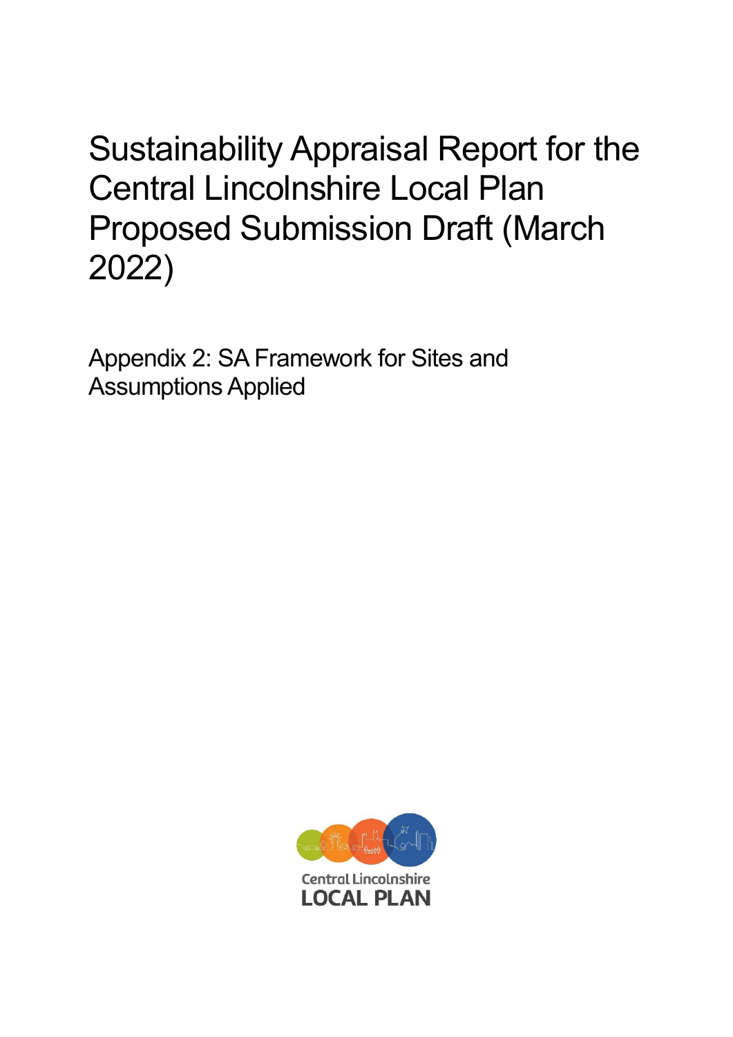# Sustainability Appraisal Report for the Central Lincolnshire Local Plan Proposed Submission Draft (March 2022)

## Appendix 2: SA Framework for Sites and Assumptions Applied

Central Lincolnshire
LOCAL PLAN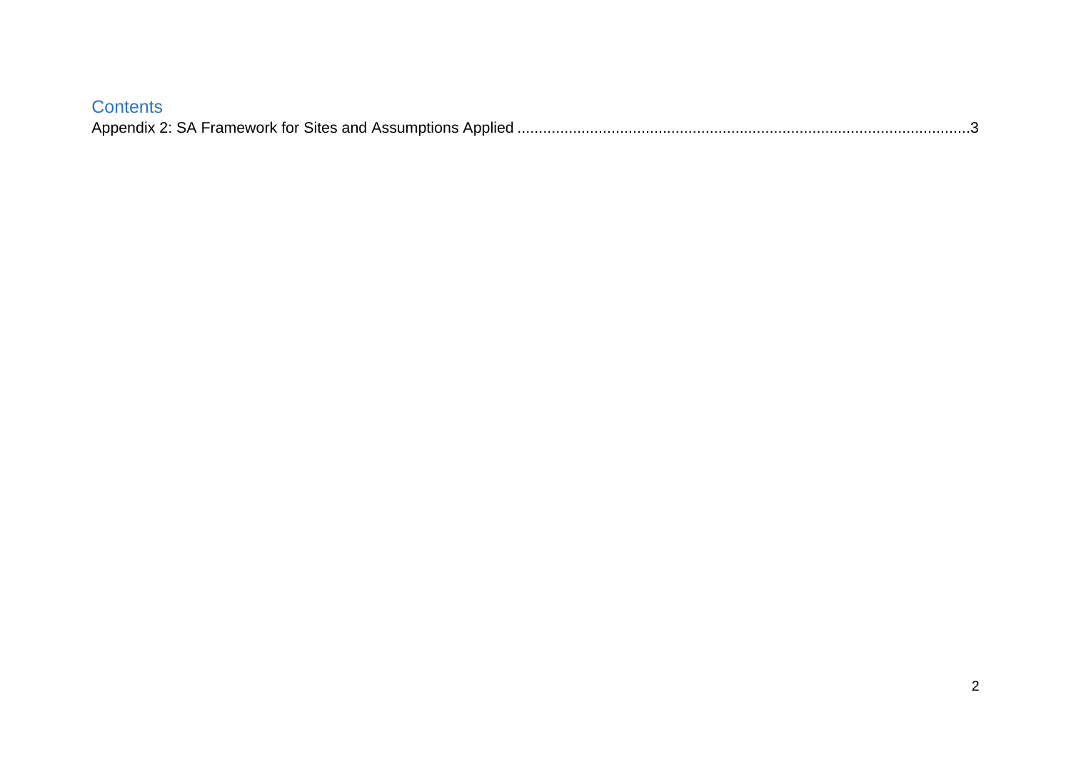# Contents

Appendix 2: SA Framework for Sites and Assumptions Applied ....................................................................................................3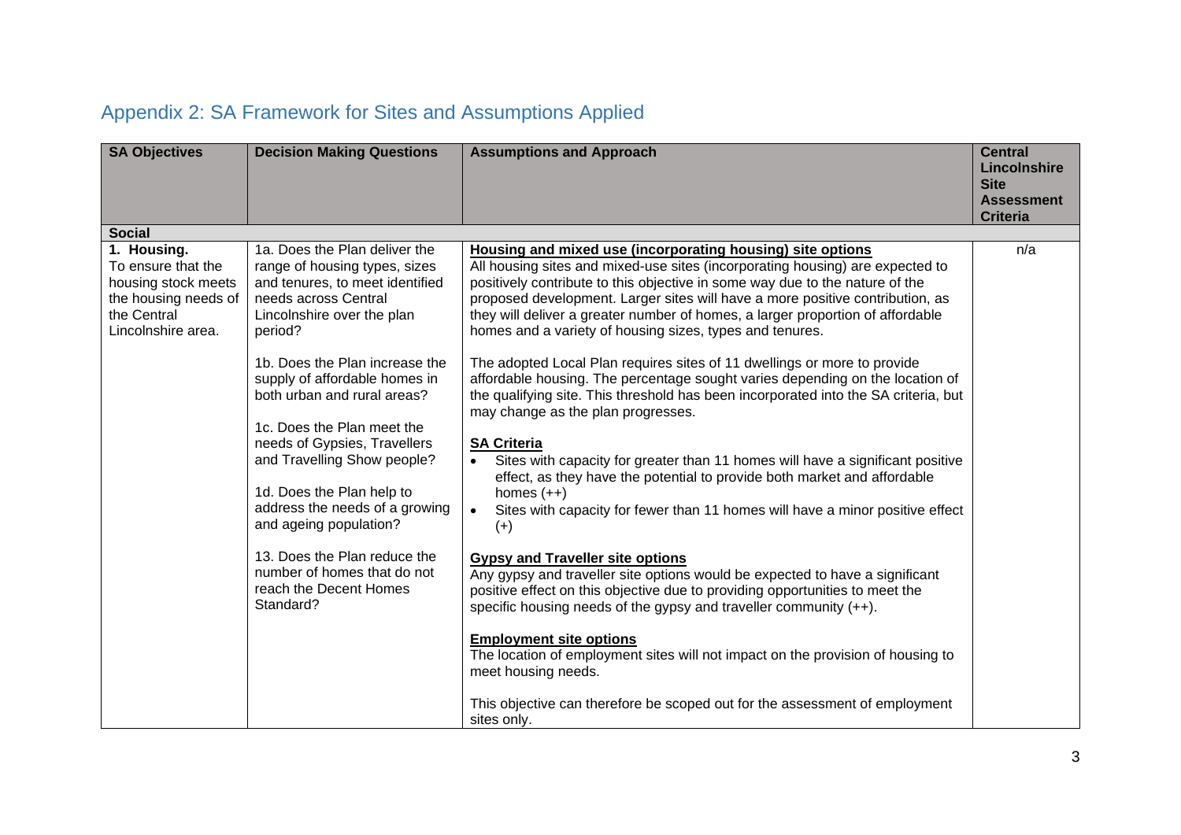## Appendix 2: SA Framework for Sites and Assumptions Applied

| SA Objectives | Decision Making Questions | Assumptions and Approach | Central Lincolnshire Site Assessment Criteria |
|---|---|---|---|
| **Social** | | | |
| **1. Housing.** To ensure that the housing stock meets the housing needs of the Central Lincolnshire area. | 1a. Does the Plan deliver the range of housing types, sizes and tenures, to meet identified needs across Central Lincolnshire over the plan period?<br><br>1b. Does the Plan increase the supply of affordable homes in both urban and rural areas?<br><br>1c. Does the Plan meet the needs of Gypsies, Travellers and Travelling Show people?<br><br>1d. Does the Plan help to address the needs of a growing and ageing population?<br><br>13. Does the Plan reduce the number of homes that do not reach the Decent Homes Standard? | **Housing and mixed use (incorporating housing) site options**<br>All housing sites and mixed-use sites (incorporating housing) are expected to positively contribute to this objective in some way due to the nature of the proposed development. Larger sites will have a more positive contribution, as they will deliver a greater number of homes, a larger proportion of affordable homes and a variety of housing sizes, types and tenures.<br><br>The adopted Local Plan requires sites of 11 dwellings or more to provide affordable housing. The percentage sought varies depending on the location of the qualifying site. This threshold has been incorporated into the SA criteria, but may change as the plan progresses.<br><br>**SA Criteria**<br>• Sites with capacity for greater than 11 homes will have a significant positive effect, as they have the potential to provide both market and affordable homes (++)<br>• Sites with capacity for fewer than 11 homes will have a minor positive effect (+)<br><br>**Gypsy and Traveller site options**<br>Any gypsy and traveller site options would be expected to have a significant positive effect on this objective due to providing opportunities to meet the specific housing needs of the gypsy and traveller community (++).<br><br>**Employment site options**<br>The location of employment sites will not impact on the provision of housing to meet housing needs.<br><br>This objective can therefore be scoped out for the assessment of employment sites only. | n/a |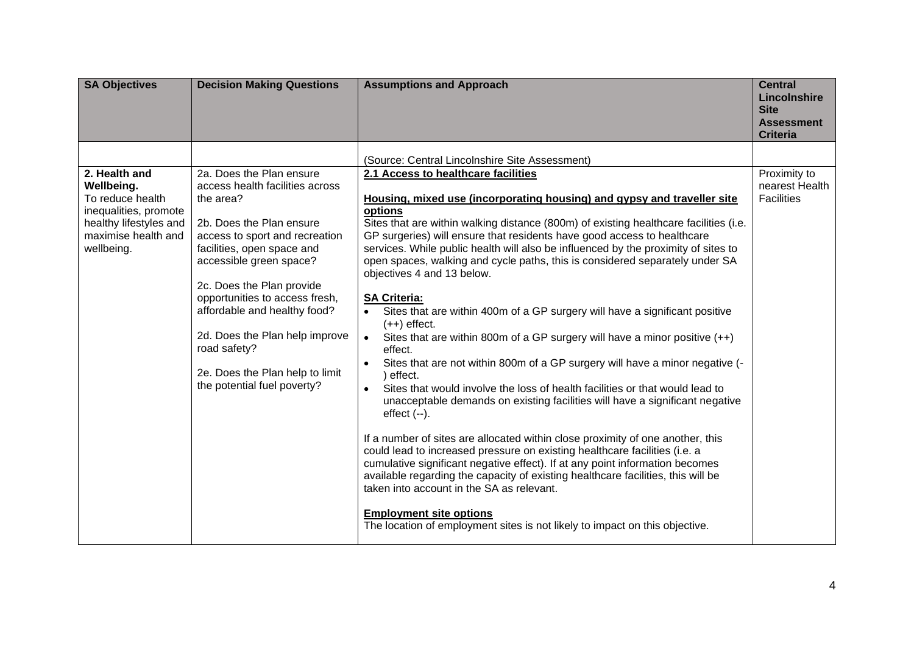| SA Objectives | Decision Making Questions | Assumptions and Approach | Central Lincolnshire Site Assessment Criteria |
|---|---|---|---|
| | | (Source: Central Lincolnshire Site Assessment) | |
| **2. Health and Wellbeing.**<br>To reduce health inequalities, promote healthy lifestyles and maximise health and wellbeing. | 2a. Does the Plan ensure access health facilities across the area?<br><br>2b. Does the Plan ensure access to sport and recreation facilities, open space and accessible green space?<br><br>2c. Does the Plan provide opportunities to access fresh, affordable and healthy food?<br><br>2d. Does the Plan help improve road safety?<br><br>2e. Does the Plan help to limit the potential fuel poverty? | **2.1 Access to healthcare facilities**<br><br>**Housing, mixed use (incorporating housing) and gypsy and traveller site options**<br>Sites that are within walking distance (800m) of existing healthcare facilities (i.e. GP surgeries) will ensure that residents have good access to healthcare services. While public health will also be influenced by the proximity of sites to open spaces, walking and cycle paths, this is considered separately under SA objectives 4 and 13 below.<br><br>**SA Criteria:**<br>• Sites that are within 400m of a GP surgery will have a significant positive (++) effect.<br>• Sites that are within 800m of a GP surgery will have a minor positive (++) effect.<br>• Sites that are not within 800m of a GP surgery will have a minor negative (-) effect.<br>• Sites that would involve the loss of health facilities or that would lead to unacceptable demands on existing facilities will have a significant negative effect (--).<br><br>If a number of sites are allocated within close proximity of one another, this could lead to increased pressure on existing healthcare facilities (i.e. a cumulative significant negative effect). If at any point information becomes available regarding the capacity of existing healthcare facilities, this will be taken into account in the SA as relevant.<br><br>**Employment site options**<br>The location of employment sites is not likely to impact on this objective. | Proximity to nearest Health Facilities |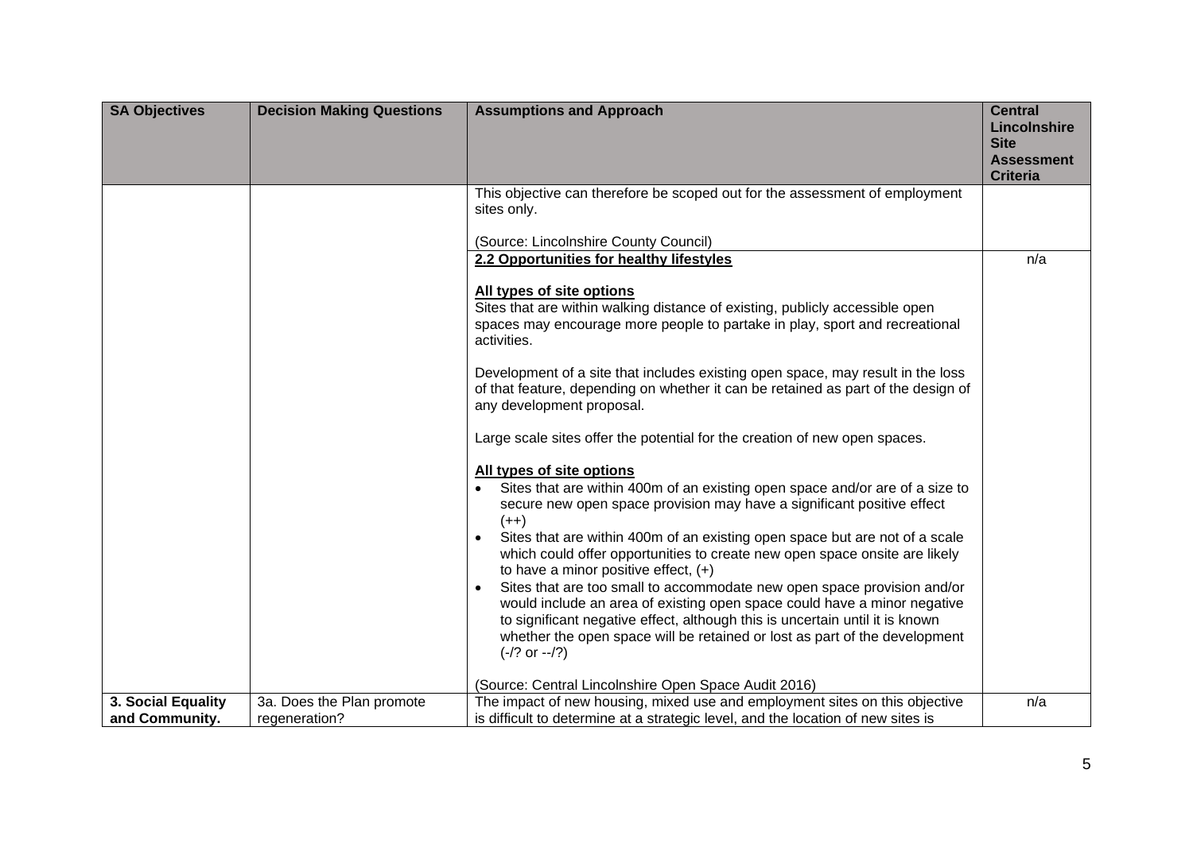| SA Objectives | Decision Making Questions | Assumptions and Approach | Central Lincolnshire Site Assessment Criteria |
|---|---|---|---|
| | | This objective can therefore be scoped out for the assessment of employment sites only.<br><br>(Source: Lincolnshire County Council) | |
| | | **2.2 Opportunities for healthy lifestyles**<br><br>**All types of site options**<br>Sites that are within walking distance of existing, publicly accessible open spaces may encourage more people to partake in play, sport and recreational activities.<br><br>Development of a site that includes existing open space, may result in the loss of that feature, depending on whether it can be retained as part of the design of any development proposal.<br><br>Large scale sites offer the potential for the creation of new open spaces.<br><br>**All types of site options**<br>• Sites that are within 400m of an existing open space and/or are of a size to secure new open space provision may have a significant positive effect (++)<br>• Sites that are within 400m of an existing open space but are not of a scale which could offer opportunities to create new open space onsite are likely to have a minor positive effect, (+)<br>• Sites that are too small to accommodate new open space provision and/or would include an area of existing open space could have a minor negative to significant negative effect, although this is uncertain until it is known whether the open space will be retained or lost as part of the development (-/? or --/?)<br><br>(Source: Central Lincolnshire Open Space Audit 2016) | n/a |
| **3. Social Equality and Community.** | 3a. Does the Plan promote regeneration? | The impact of new housing, mixed use and employment sites on this objective is difficult to determine at a strategic level, and the location of new sites is | n/a |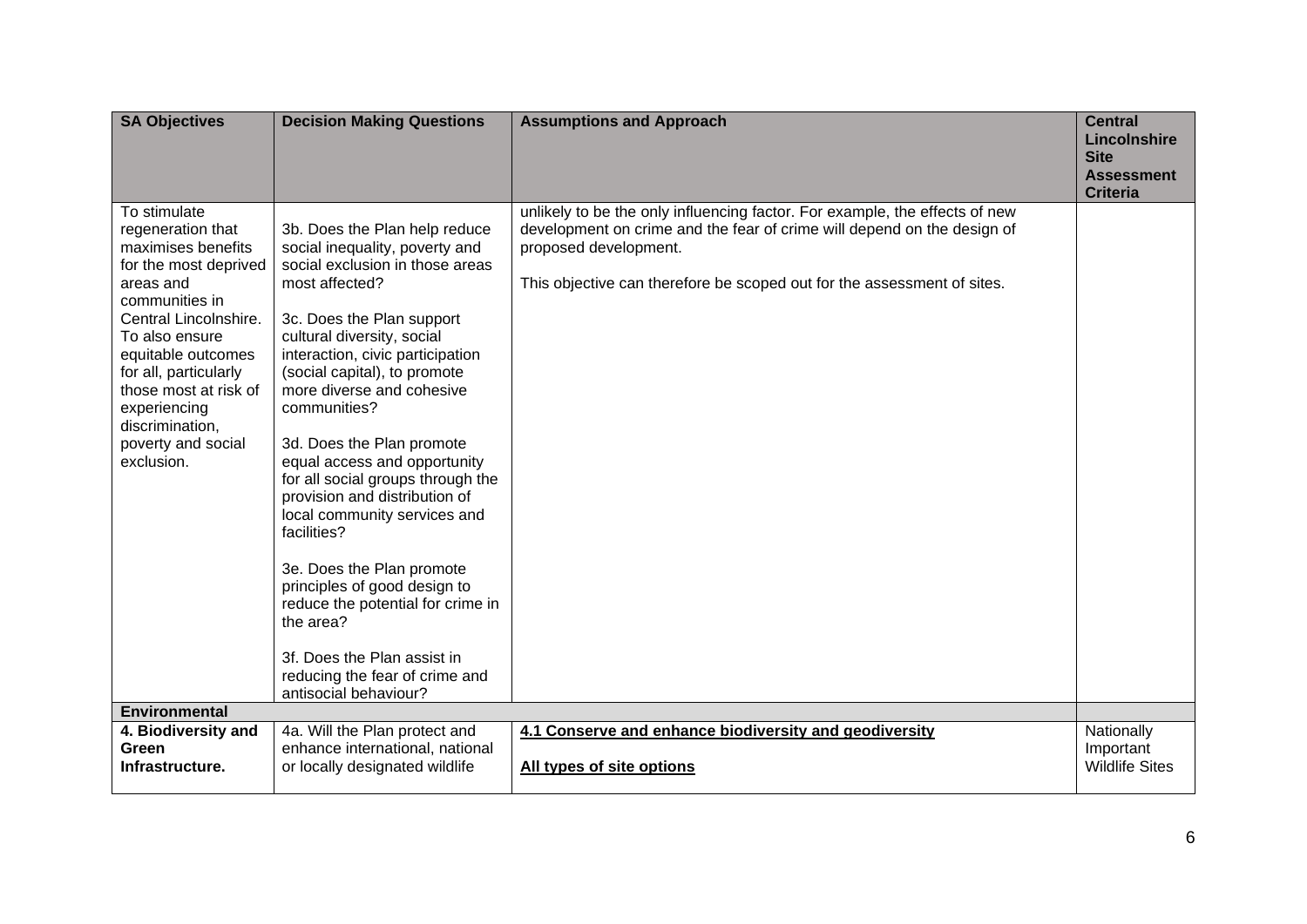| SA Objectives | Decision Making Questions | Assumptions and Approach | Central Lincolnshire Site Assessment Criteria |
|---|---|---|---|
| To stimulate regeneration that maximises benefits for the most deprived areas and communities in Central Lincolnshire. To also ensure equitable outcomes for all, particularly those most at risk of experiencing discrimination, poverty and social exclusion. | 3b. Does the Plan help reduce social inequality, poverty and social exclusion in those areas most affected?<br><br>3c. Does the Plan support cultural diversity, social interaction, civic participation (social capital), to promote more diverse and cohesive communities?<br><br>3d. Does the Plan promote equal access and opportunity for all social groups through the provision and distribution of local community services and facilities?<br><br>3e. Does the Plan promote principles of good design to reduce the potential for crime in the area?<br><br>3f. Does the Plan assist in reducing the fear of crime and antisocial behaviour? | unlikely to be the only influencing factor. For example, the effects of new development on crime and the fear of crime will depend on the design of proposed development.<br><br>This objective can therefore be scoped out for the assessment of sites. | |
| **Environmental** | | | |
| **4. Biodiversity and Green Infrastructure.** | 4a. Will the Plan protect and enhance international, national or locally designated wildlife | **4.1 Conserve and enhance biodiversity and geodiversity**<br><br>**All types of site options** | Nationally Important Wildlife Sites |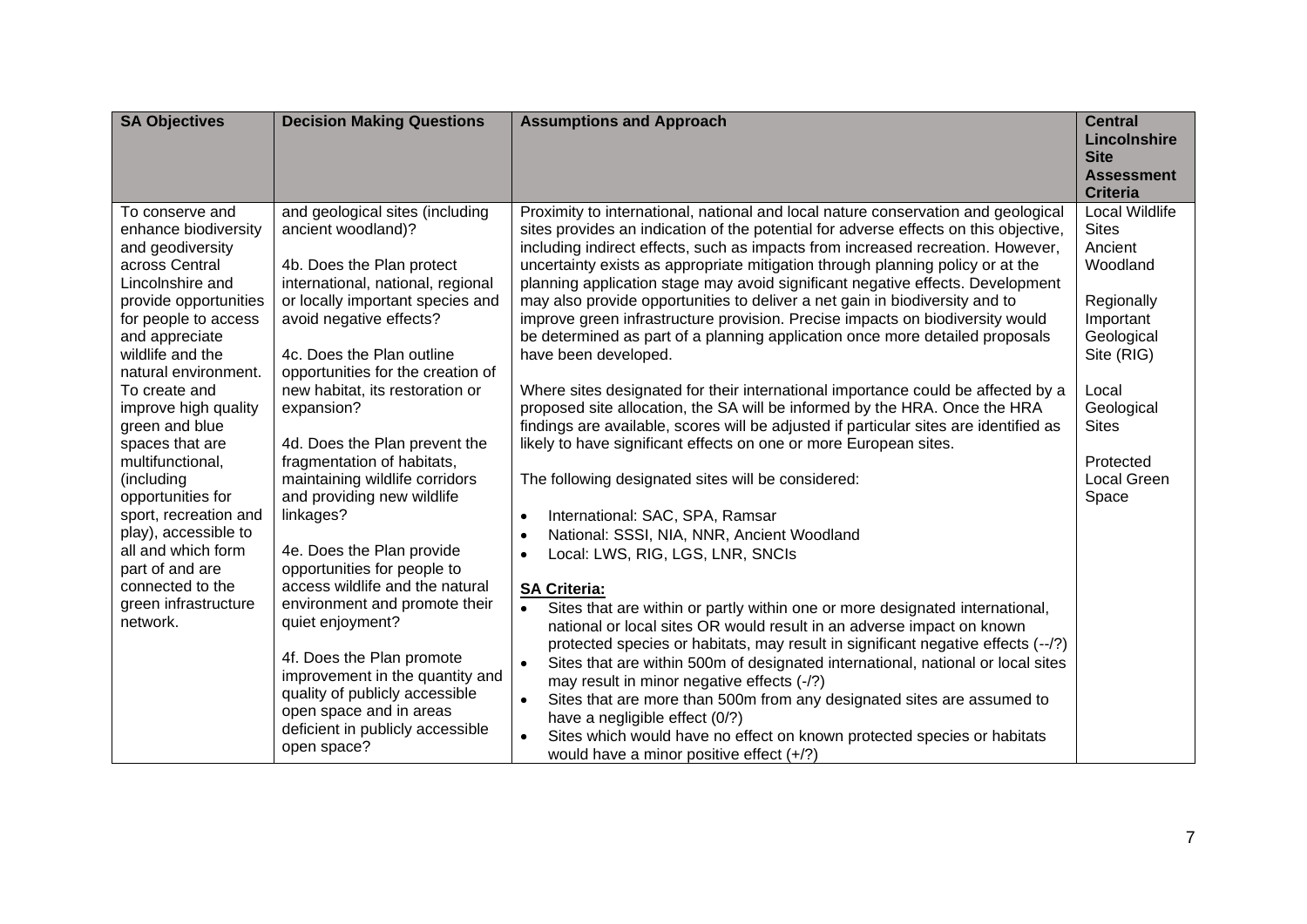| SA Objectives | Decision Making Questions | Assumptions and Approach | Central Lincolnshire Site Assessment Criteria |
|---|---|---|---|
| To conserve and enhance biodiversity and geodiversity across Central Lincolnshire and provide opportunities for people to access and appreciate wildlife and the natural environment. To create and improve high quality green and blue spaces that are multifunctional, (including opportunities for sport, recreation and play), accessible to all and which form part of and are connected to the green infrastructure network. | and geological sites (including ancient woodland)?<br><br>4b. Does the Plan protect international, national, regional or locally important species and avoid negative effects?<br><br>4c. Does the Plan outline opportunities for the creation of new habitat, its restoration or expansion?<br><br>4d. Does the Plan prevent the fragmentation of habitats, maintaining wildlife corridors and providing new wildlife linkages?<br><br>4e. Does the Plan provide opportunities for people to access wildlife and the natural environment and promote their quiet enjoyment?<br><br>4f. Does the Plan promote improvement in the quantity and quality of publicly accessible open space and in areas deficient in publicly accessible open space? | Proximity to international, national and local nature conservation and geological sites provides an indication of the potential for adverse effects on this objective, including indirect effects, such as impacts from increased recreation. However, uncertainty exists as appropriate mitigation through planning policy or at the planning application stage may avoid significant negative effects. Development may also provide opportunities to deliver a net gain in biodiversity and to improve green infrastructure provision. Precise impacts on biodiversity would be determined as part of a planning application once more detailed proposals have been developed.<br><br>Where sites designated for their international importance could be affected by a proposed site allocation, the SA will be informed by the HRA. Once the HRA findings are available, scores will be adjusted if particular sites are identified as likely to have significant effects on one or more European sites.<br><br>The following designated sites will be considered:<br><br>• International: SAC, SPA, Ramsar<br>• National: SSSI, NIA, NNR, Ancient Woodland<br>• Local: LWS, RIG, LGS, LNR, SNCIs<br><br>**SA Criteria:**<br>• Sites that are within or partly within one or more designated international, national or local sites OR would result in an adverse impact on known protected species or habitats, may result in significant negative effects (--/?)<br>• Sites that are within 500m of designated international, national or local sites may result in minor negative effects (-/?)<br>• Sites that are more than 500m from any designated sites are assumed to have a negligible effect (0/?)<br>• Sites which would have no effect on known protected species or habitats would have a minor positive effect (+/?) | Local Wildlife Sites<br>Ancient Woodland<br><br>Regionally Important Geological Site (RIG)<br><br>Local Geological Sites<br><br>Protected Local Green Space |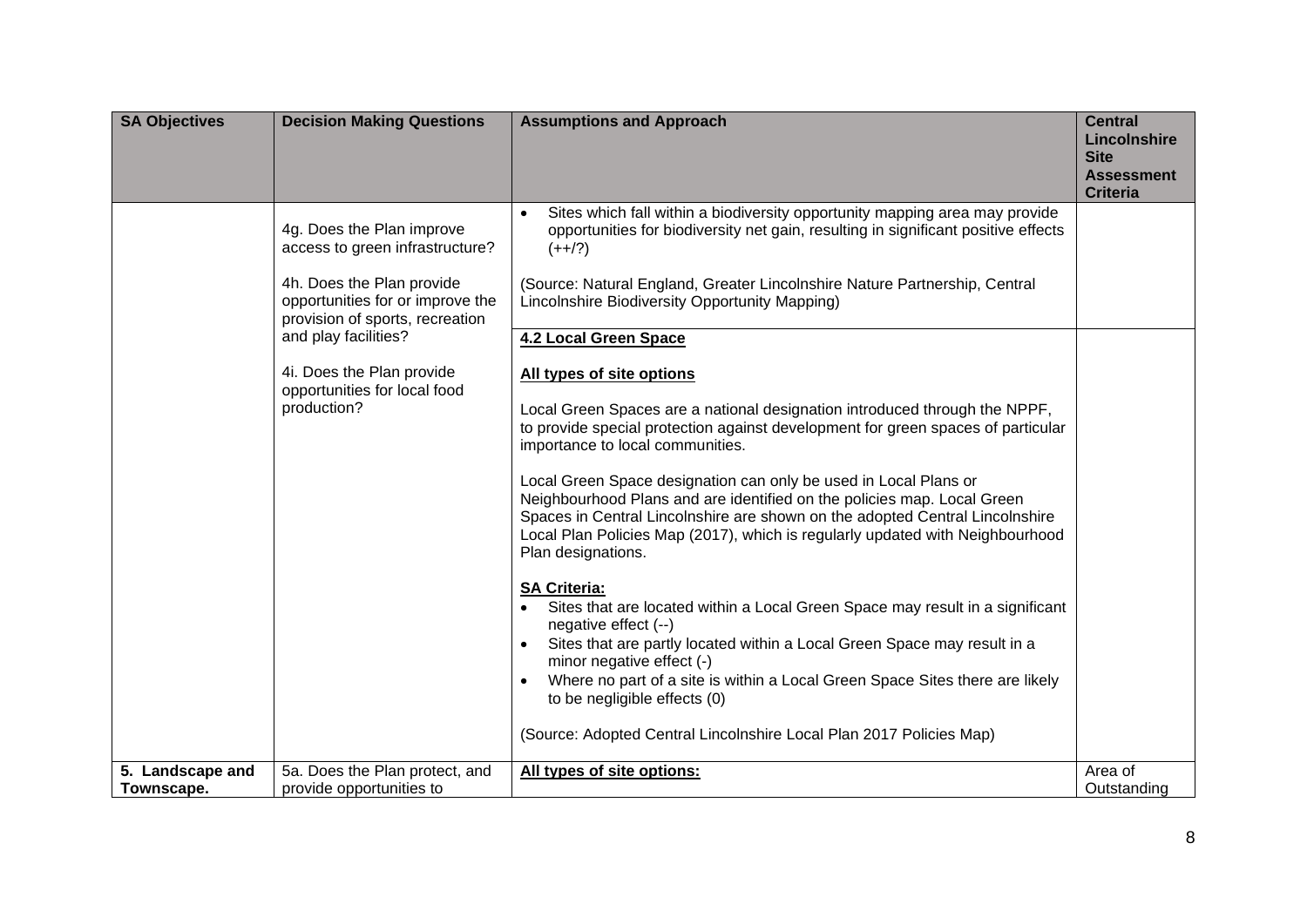| SA Objectives | Decision Making Questions | Assumptions and Approach | Central Lincolnshire Site Assessment Criteria |
|---|---|---|---|
| | 4g. Does the Plan improve access to green infrastructure?<br><br>4h. Does the Plan provide opportunities for or improve the provision of sports, recreation and play facilities?<br><br>4i. Does the Plan provide opportunities for local food production? | • Sites which fall within a biodiversity opportunity mapping area may provide opportunities for biodiversity net gain, resulting in significant positive effects (++/?)<br><br>(Source: Natural England, Greater Lincolnshire Nature Partnership, Central Lincolnshire Biodiversity Opportunity Mapping) | |
| | | **4.2 Local Green Space**<br><br>**All types of site options**<br><br>Local Green Spaces are a national designation introduced through the NPPF, to provide special protection against development for green spaces of particular importance to local communities.<br><br>Local Green Space designation can only be used in Local Plans or Neighbourhood Plans and are identified on the policies map. Local Green Spaces in Central Lincolnshire are shown on the adopted Central Lincolnshire Local Plan Policies Map (2017), which is regularly updated with Neighbourhood Plan designations.<br><br>**SA Criteria:**<br>• Sites that are located within a Local Green Space may result in a significant negative effect (--)<br>• Sites that are partly located within a Local Green Space may result in a minor negative effect (-)<br>• Where no part of a site is within a Local Green Space Sites there are likely to be negligible effects (0)<br><br>(Source: Adopted Central Lincolnshire Local Plan 2017 Policies Map) | |
| **5. Landscape and Townscape.** | 5a. Does the Plan protect, and provide opportunities to | **All types of site options:** | Area of Outstanding |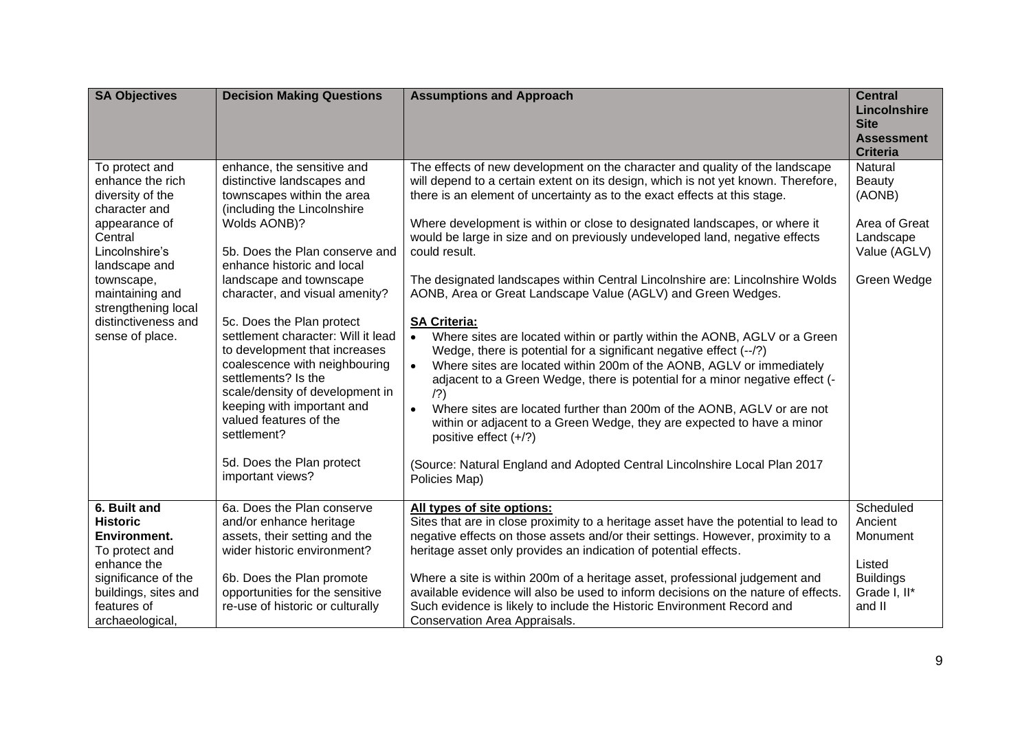| SA Objectives | Decision Making Questions | Assumptions and Approach | Central Lincolnshire Site Assessment Criteria |
|---|---|---|---|
| To protect and enhance the rich diversity of the character and appearance of Central Lincolnshire's landscape and townscape, maintaining and strengthening local distinctiveness and sense of place. | enhance, the sensitive and distinctive landscapes and townscapes within the area (including the Lincolnshire Wolds AONB)?<br><br>5b. Does the Plan conserve and enhance historic and local landscape and townscape character, and visual amenity?<br><br>5c. Does the Plan protect settlement character: Will it lead to development that increases coalescence with neighbouring settlements? Is the scale/density of development in keeping with important and valued features of the settlement?<br><br>5d. Does the Plan protect important views? | The effects of new development on the character and quality of the landscape will depend to a certain extent on its design, which is not yet known. Therefore, there is an element of uncertainty as to the exact effects at this stage.<br><br>Where development is within or close to designated landscapes, or where it would be large in size and on previously undeveloped land, negative effects could result.<br><br>The designated landscapes within Central Lincolnshire are: Lincolnshire Wolds AONB, Area or Great Landscape Value (AGLV) and Green Wedges.<br><br>**SA Criteria:**<br>• Where sites are located within or partly within the AONB, AGLV or a Green Wedge, there is potential for a significant negative effect (--/?)<br>• Where sites are located within 200m of the AONB, AGLV or immediately adjacent to a Green Wedge, there is potential for a minor negative effect (-/?)<br>• Where sites are located further than 200m of the AONB, AGLV or are not within or adjacent to a Green Wedge, they are expected to have a minor positive effect (+/?)<br><br>(Source: Natural England and Adopted Central Lincolnshire Local Plan 2017 Policies Map) | Natural Beauty (AONB)<br><br>Area of Great Landscape Value (AGLV)<br><br>Green Wedge |
| **6. Built and Historic Environment.** To protect and enhance the significance of the buildings, sites and features of archaeological, | 6a. Does the Plan conserve and/or enhance heritage assets, their setting and the wider historic environment?<br><br>6b. Does the Plan promote opportunities for the sensitive re-use of historic or culturally | **All types of site options:**<br>Sites that are in close proximity to a heritage asset have the potential to lead to negative effects on those assets and/or their settings. However, proximity to a heritage asset only provides an indication of potential effects.<br><br>Where a site is within 200m of a heritage asset, professional judgement and available evidence will also be used to inform decisions on the nature of effects. Such evidence is likely to include the Historic Environment Record and Conservation Area Appraisals. | Scheduled Ancient Monument<br><br>Listed Buildings Grade I, II* and II |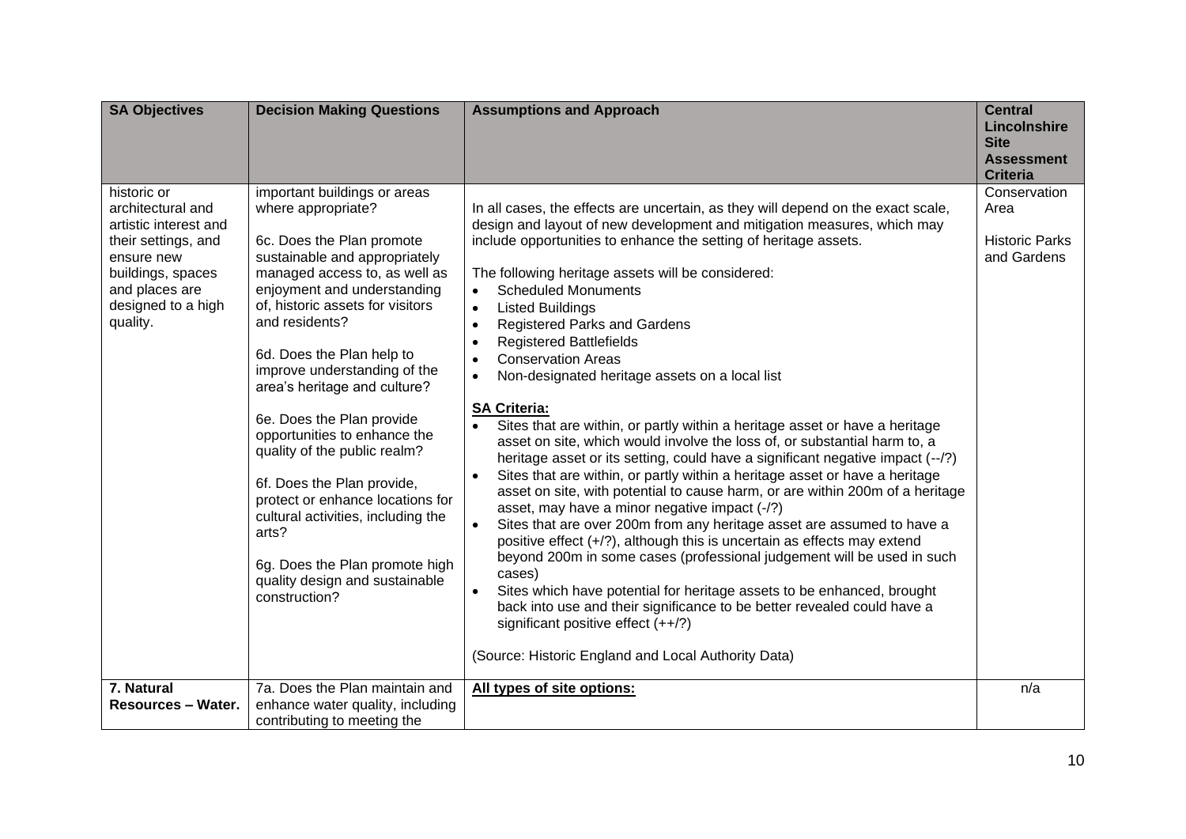| SA Objectives | Decision Making Questions | Assumptions and Approach | Central Lincolnshire Site Assessment Criteria |
|---|---|---|---|
| historic or architectural and artistic interest and their settings, and ensure new buildings, spaces and places are designed to a high quality. | important buildings or areas where appropriate?<br><br>6c. Does the Plan promote sustainable and appropriately managed access to, as well as enjoyment and understanding of, historic assets for visitors and residents?<br><br>6d. Does the Plan help to improve understanding of the area's heritage and culture?<br><br>6e. Does the Plan provide opportunities to enhance the quality of the public realm?<br><br>6f. Does the Plan provide, protect or enhance locations for cultural activities, including the arts?<br><br>6g. Does the Plan promote high quality design and sustainable construction? | In all cases, the effects are uncertain, as they will depend on the exact scale, design and layout of new development and mitigation measures, which may include opportunities to enhance the setting of heritage assets.<br><br>The following heritage assets will be considered:<br>• Scheduled Monuments<br>• Listed Buildings<br>• Registered Parks and Gardens<br>• Registered Battlefields<br>• Conservation Areas<br>• Non-designated heritage assets on a local list<br><br>**SA Criteria:**<br>• Sites that are within, or partly within a heritage asset or have a heritage asset on site, which would involve the loss of, or substantial harm to, a heritage asset or its setting, could have a significant negative impact (--/?)<br>• Sites that are within, or partly within a heritage asset or have a heritage asset on site, with potential to cause harm, or are within 200m of a heritage asset, may have a minor negative impact (-/?)<br>• Sites that are over 200m from any heritage asset are assumed to have a positive effect (+/?), although this is uncertain as effects may extend beyond 200m in some cases (professional judgement will be used in such cases)<br>• Sites which have potential for heritage assets to be enhanced, brought back into use and their significance to be better revealed could have a significant positive effect (++/?)<br><br>(Source: Historic England and Local Authority Data) | Conservation Area<br><br>Historic Parks and Gardens |
| **7. Natural Resources – Water.** | 7a. Does the Plan maintain and enhance water quality, including contributing to meeting the | **All types of site options:** | n/a |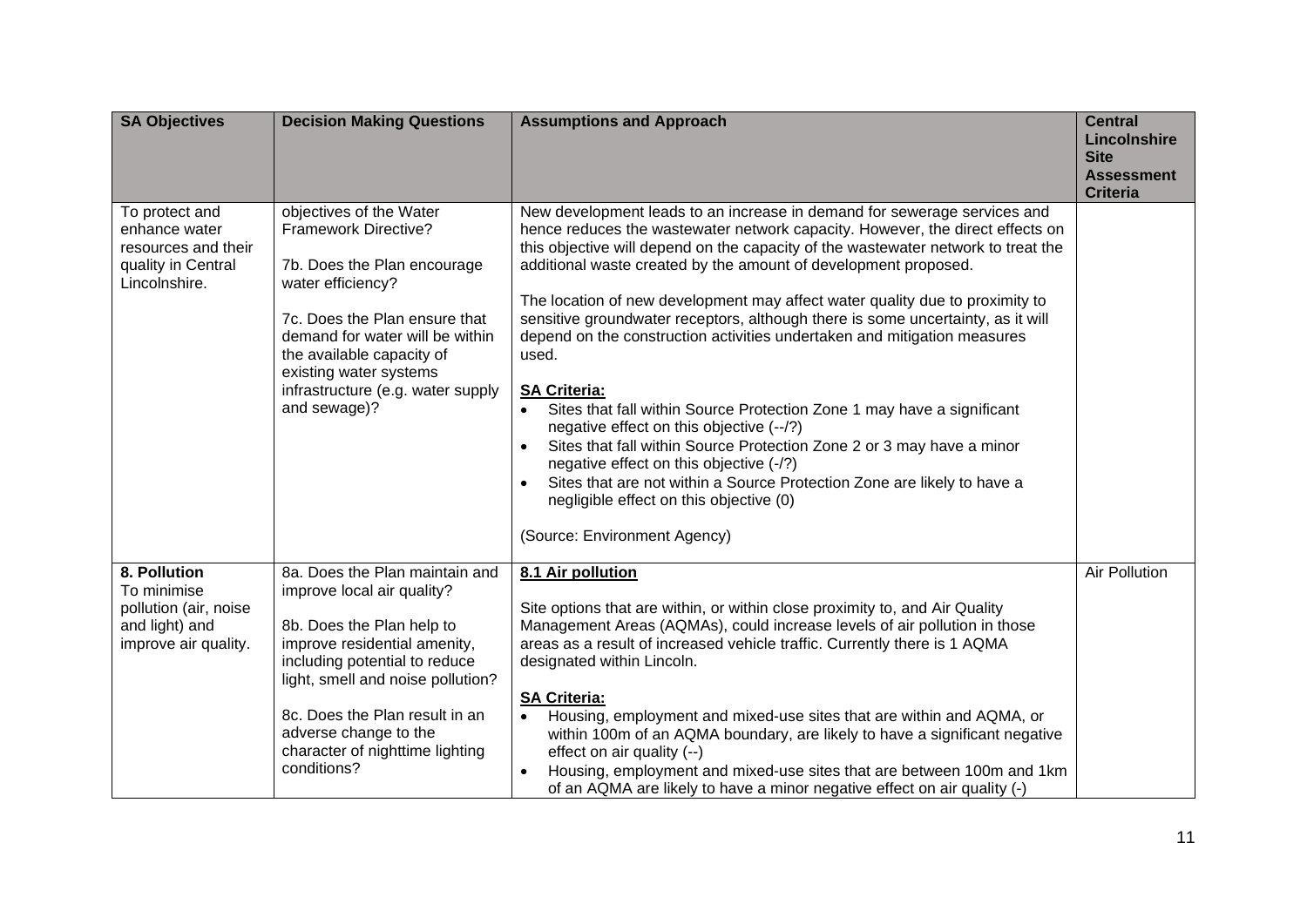| SA Objectives | Decision Making Questions | Assumptions and Approach | Central Lincolnshire Site Assessment Criteria |
|---|---|---|---|
| To protect and enhance water resources and their quality in Central Lincolnshire. | objectives of the Water Framework Directive?<br><br>7b. Does the Plan encourage water efficiency?<br><br>7c. Does the Plan ensure that demand for water will be within the available capacity of existing water systems infrastructure (e.g. water supply and sewage)? | New development leads to an increase in demand for sewerage services and hence reduces the wastewater network capacity. However, the direct effects on this objective will depend on the capacity of the wastewater network to treat the additional waste created by the amount of development proposed.<br><br>The location of new development may affect water quality due to proximity to sensitive groundwater receptors, although there is some uncertainty, as it will depend on the construction activities undertaken and mitigation measures used.<br><br>**SA Criteria:**<br>• Sites that fall within Source Protection Zone 1 may have a significant negative effect on this objective (--/?)<br>• Sites that fall within Source Protection Zone 2 or 3 may have a minor negative effect on this objective (-/?)<br>• Sites that are not within a Source Protection Zone are likely to have a negligible effect on this objective (0)<br><br>(Source: Environment Agency) | |
| **8. Pollution**<br>To minimise pollution (air, noise and light) and improve air quality. | 8a. Does the Plan maintain and improve local air quality?<br><br>8b. Does the Plan help to improve residential amenity, including potential to reduce light, smell and noise pollution?<br><br>8c. Does the Plan result in an adverse change to the character of nighttime lighting conditions? | **8.1 Air pollution**<br><br>Site options that are within, or within close proximity to, and Air Quality Management Areas (AQMAs), could increase levels of air pollution in those areas as a result of increased vehicle traffic. Currently there is 1 AQMA designated within Lincoln.<br><br>**SA Criteria:**<br>• Housing, employment and mixed-use sites that are within and AQMA, or within 100m of an AQMA boundary, are likely to have a significant negative effect on air quality (--)<br>• Housing, employment and mixed-use sites that are between 100m and 1km of an AQMA are likely to have a minor negative effect on air quality (-) | Air Pollution |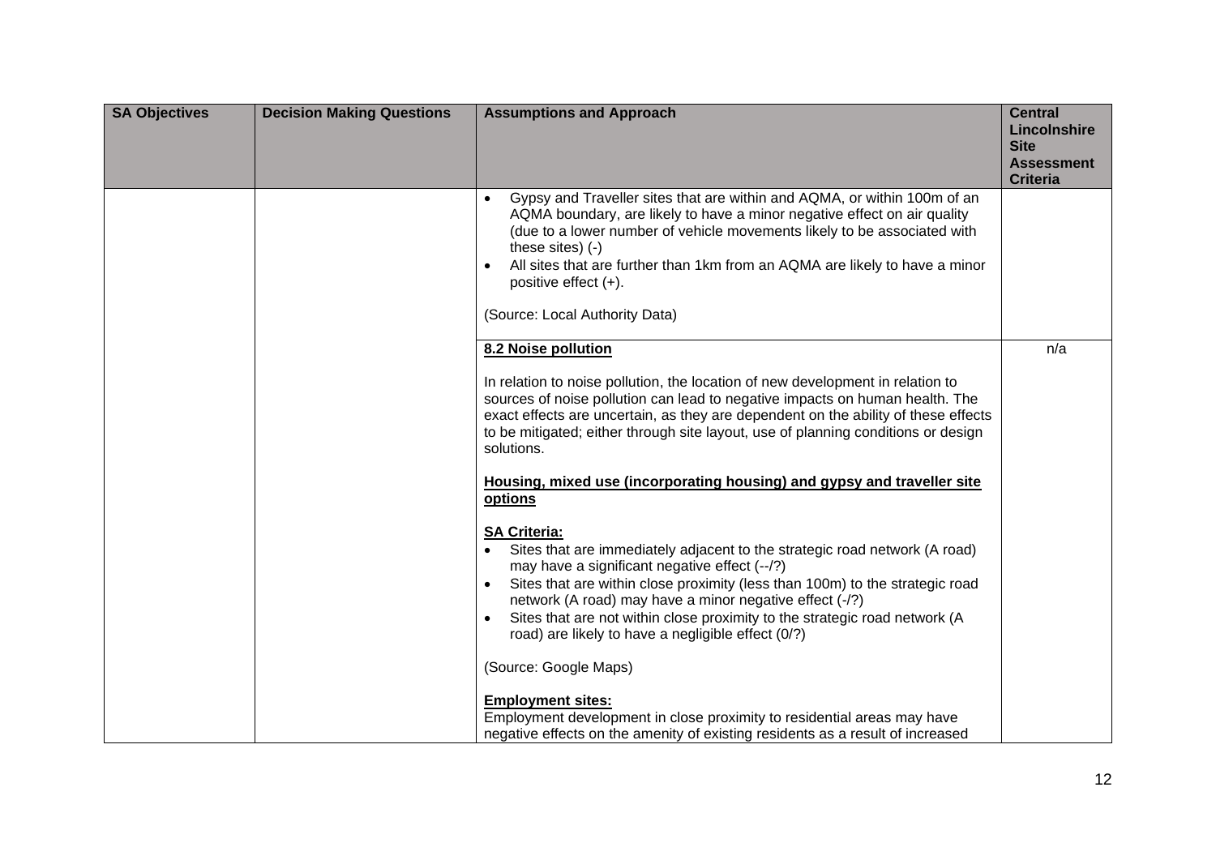| SA Objectives | Decision Making Questions | Assumptions and Approach | Central Lincolnshire Site Assessment Criteria |
|---|---|---|---|
| | | • Gypsy and Traveller sites that are within and AQMA, or within 100m of an AQMA boundary, are likely to have a minor negative effect on air quality (due to a lower number of vehicle movements likely to be associated with these sites) (-)<br>• All sites that are further than 1km from an AQMA are likely to have a minor positive effect (+).<br><br>(Source: Local Authority Data) | |
| | | **8.2 Noise pollution**<br><br>In relation to noise pollution, the location of new development in relation to sources of noise pollution can lead to negative impacts on human health. The exact effects are uncertain, as they are dependent on the ability of these effects to be mitigated; either through site layout, use of planning conditions or design solutions.<br><br>**Housing, mixed use (incorporating housing) and gypsy and traveller site options**<br><br>**SA Criteria:**<br>• Sites that are immediately adjacent to the strategic road network (A road) may have a significant negative effect (--/?)<br>• Sites that are within close proximity (less than 100m) to the strategic road network (A road) may have a minor negative effect (-/?)<br>• Sites that are not within close proximity to the strategic road network (A road) are likely to have a negligible effect (0/?)<br><br>(Source: Google Maps)<br><br>**Employment sites:**<br>Employment development in close proximity to residential areas may have negative effects on the amenity of existing residents as a result of increased | n/a |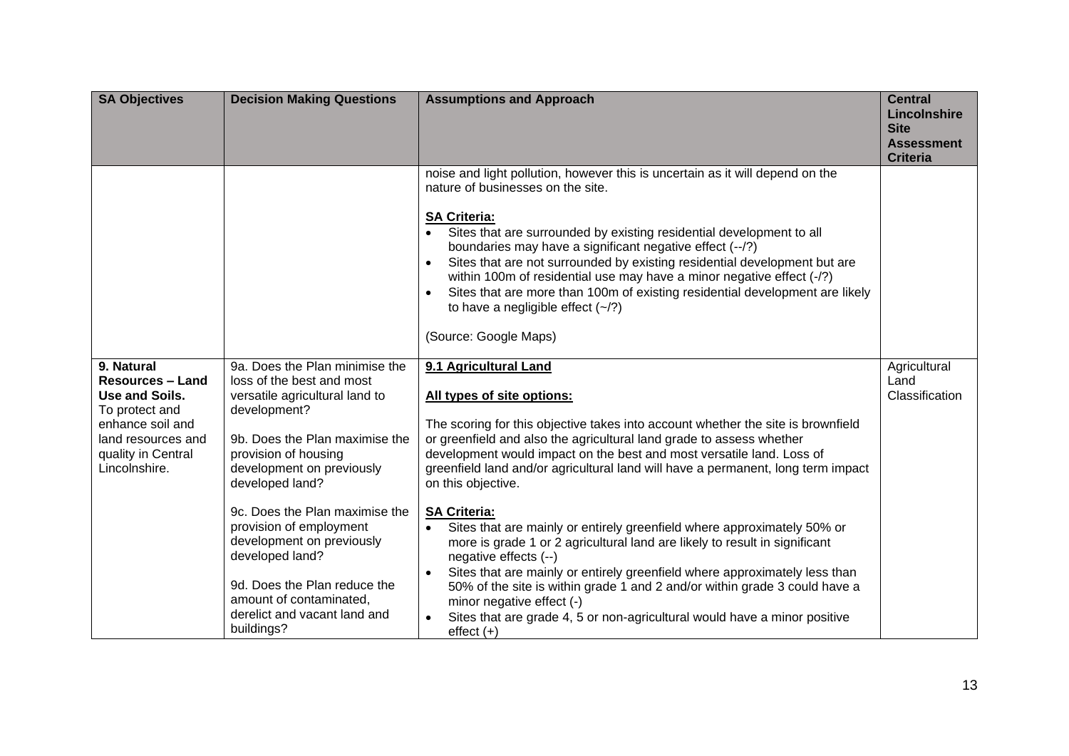| SA Objectives | Decision Making Questions | Assumptions and Approach | Central Lincolnshire Site Assessment Criteria |
|---|---|---|---|
| | | noise and light pollution, however this is uncertain as it will depend on the nature of businesses on the site.<br><br>**SA Criteria:**<br>• Sites that are surrounded by existing residential development to all boundaries may have a significant negative effect (--/?)<br>• Sites that are not surrounded by existing residential development but are within 100m of residential use may have a minor negative effect (-/?)<br>• Sites that are more than 100m of existing residential development are likely to have a negligible effect (~/?)<br><br>(Source: Google Maps) | |
| **9. Natural Resources – Land Use and Soils.** To protect and enhance soil and land resources and quality in Central Lincolnshire. | 9a. Does the Plan minimise the loss of the best and most versatile agricultural land to development?<br><br>9b. Does the Plan maximise the provision of housing development on previously developed land?<br><br>9c. Does the Plan maximise the provision of employment development on previously developed land?<br><br>9d. Does the Plan reduce the amount of contaminated, derelict and vacant land and buildings? | **9.1 Agricultural Land**<br><br>**All types of site options:**<br><br>The scoring for this objective takes into account whether the site is brownfield or greenfield and also the agricultural land grade to assess whether development would impact on the best and most versatile land. Loss of greenfield land and/or agricultural land will have a permanent, long term impact on this objective.<br><br>**SA Criteria:**<br>• Sites that are mainly or entirely greenfield where approximately 50% or more is grade 1 or 2 agricultural land are likely to result in significant negative effects (--)<br>• Sites that are mainly or entirely greenfield where approximately less than 50% of the site is within grade 1 and 2 and/or within grade 3 could have a minor negative effect (-)<br>• Sites that are grade 4, 5 or non-agricultural would have a minor positive effect (+) | Agricultural Land Classification |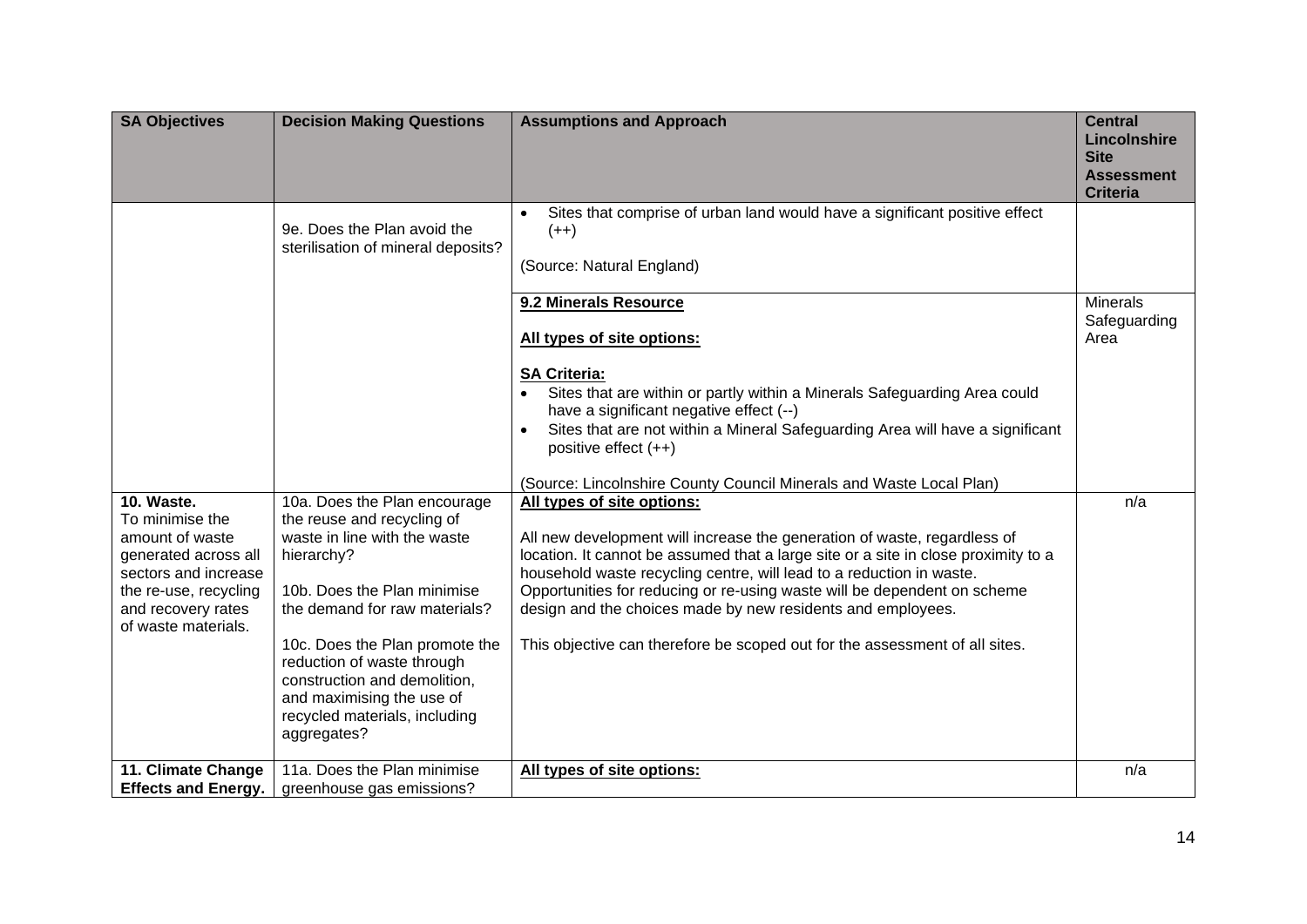| SA Objectives | Decision Making Questions | Assumptions and Approach | Central Lincolnshire Site Assessment Criteria |
|---|---|---|---|
| | 9e. Does the Plan avoid the sterilisation of mineral deposits? | • Sites that comprise of urban land would have a significant positive effect (++)<br><br>(Source: Natural England) | |
| | | **9.2 Minerals Resource**<br><br>**All types of site options:**<br><br>**SA Criteria:**<br>• Sites that are within or partly within a Minerals Safeguarding Area could have a significant negative effect (--)<br>• Sites that are not within a Mineral Safeguarding Area will have a significant positive effect (++)<br><br>(Source: Lincolnshire County Council Minerals and Waste Local Plan) | Minerals Safeguarding Area |
| **10. Waste.** To minimise the amount of waste generated across all sectors and increase the re-use, recycling and recovery rates of waste materials. | 10a. Does the Plan encourage the reuse and recycling of waste in line with the waste hierarchy?<br><br>10b. Does the Plan minimise the demand for raw materials?<br><br>10c. Does the Plan promote the reduction of waste through construction and demolition, and maximising the use of recycled materials, including aggregates? | **All types of site options:**<br><br>All new development will increase the generation of waste, regardless of location. It cannot be assumed that a large site or a site in close proximity to a household waste recycling centre, will lead to a reduction in waste. Opportunities for reducing or re-using waste will be dependent on scheme design and the choices made by new residents and employees.<br><br>This objective can therefore be scoped out for the assessment of all sites. | n/a |
| **11. Climate Change Effects and Energy.** | 11a. Does the Plan minimise greenhouse gas emissions? | **All types of site options:** | n/a |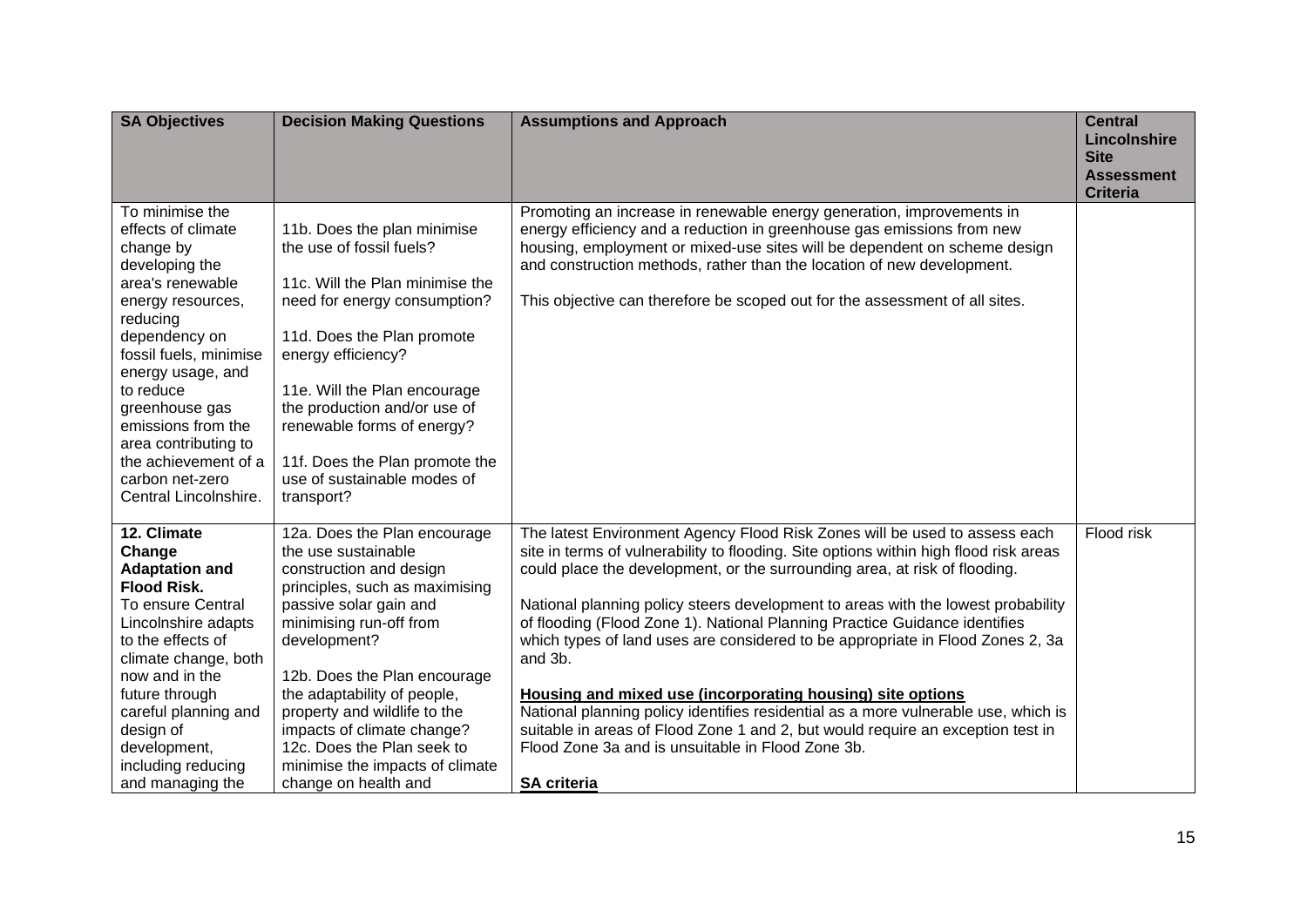| SA Objectives | Decision Making Questions | Assumptions and Approach | Central Lincolnshire Site Assessment Criteria |
|---|---|---|---|
| To minimise the effects of climate change by developing the area's renewable energy resources, reducing dependency on fossil fuels, minimise energy usage, and to reduce greenhouse gas emissions from the area contributing to the achievement of a carbon net-zero Central Lincolnshire. | 11b. Does the plan minimise the use of fossil fuels?<br><br>11c. Will the Plan minimise the need for energy consumption?<br><br>11d. Does the Plan promote energy efficiency?<br><br>11e. Will the Plan encourage the production and/or use of renewable forms of energy?<br><br>11f. Does the Plan promote the use of sustainable modes of transport? | Promoting an increase in renewable energy generation, improvements in energy efficiency and a reduction in greenhouse gas emissions from new housing, employment or mixed-use sites will be dependent on scheme design and construction methods, rather than the location of new development.<br><br>This objective can therefore be scoped out for the assessment of all sites. | |
| **12. Climate Change Adaptation and Flood Risk.**<br>To ensure Central Lincolnshire adapts to the effects of climate change, both now and in the future through careful planning and design of development, including reducing and managing the | 12a. Does the Plan encourage the use sustainable construction and design principles, such as maximising passive solar gain and minimising run-off from development?<br><br>12b. Does the Plan encourage the adaptability of people, property and wildlife to the impacts of climate change?<br>12c. Does the Plan seek to minimise the impacts of climate change on health and | The latest Environment Agency Flood Risk Zones will be used to assess each site in terms of vulnerability to flooding. Site options within high flood risk areas could place the development, or the surrounding area, at risk of flooding.<br><br>National planning policy steers development to areas with the lowest probability of flooding (Flood Zone 1). National Planning Practice Guidance identifies which types of land uses are considered to be appropriate in Flood Zones 2, 3a and 3b.<br><br>**Housing and mixed use (incorporating housing) site options**<br>National planning policy identifies residential as a more vulnerable use, which is suitable in areas of Flood Zone 1 and 2, but would require an exception test in Flood Zone 3a and is unsuitable in Flood Zone 3b.<br><br>**SA criteria** | Flood risk |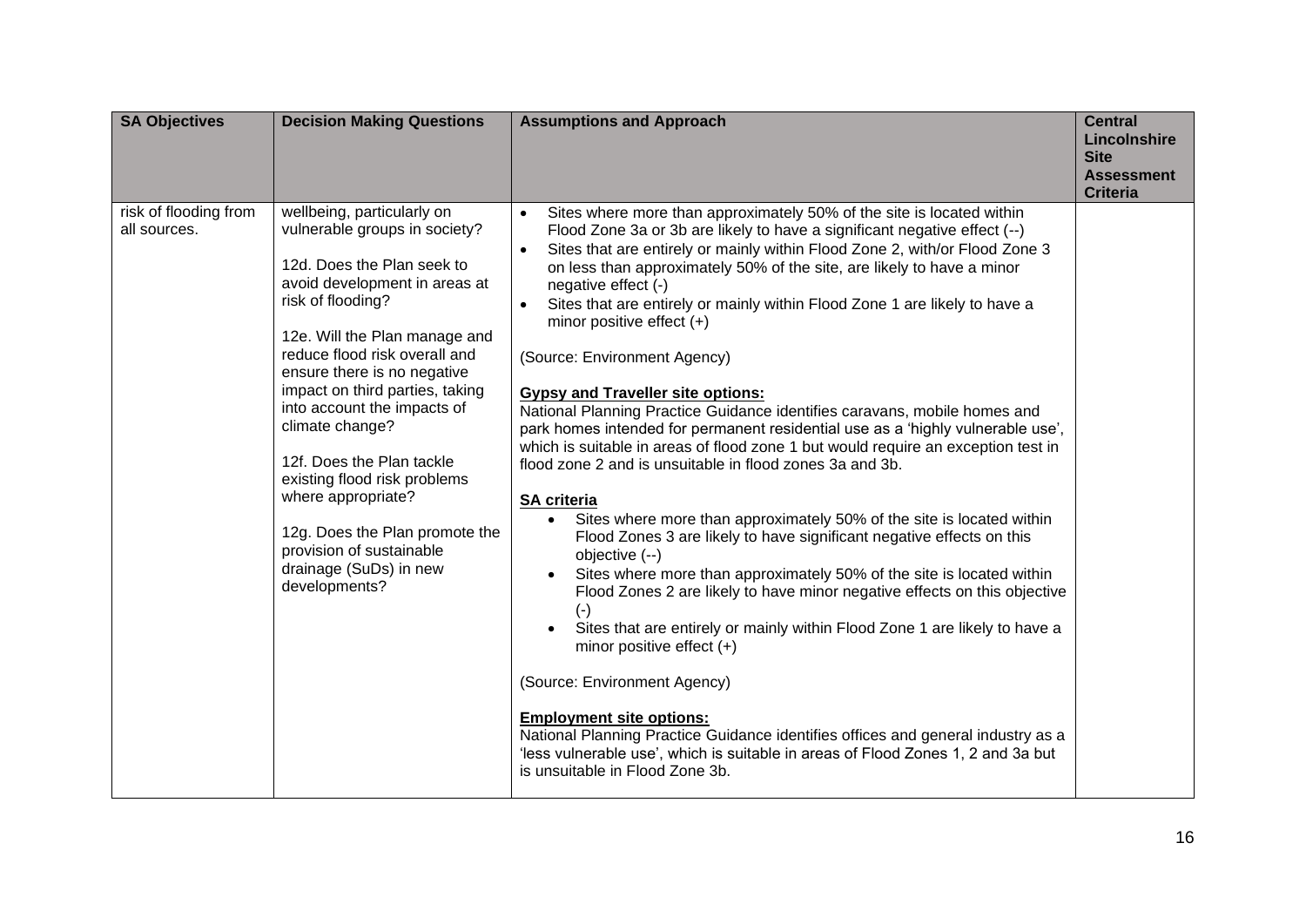| SA Objectives | Decision Making Questions | Assumptions and Approach | Central Lincolnshire Site Assessment Criteria |
|---|---|---|---|
| risk of flooding from all sources. | wellbeing, particularly on vulnerable groups in society?<br><br>12d. Does the Plan seek to avoid development in areas at risk of flooding?<br><br>12e. Will the Plan manage and reduce flood risk overall and ensure there is no negative impact on third parties, taking into account the impacts of climate change?<br><br>12f. Does the Plan tackle existing flood risk problems where appropriate?<br><br>12g. Does the Plan promote the provision of sustainable drainage (SuDs) in new developments? | • Sites where more than approximately 50% of the site is located within Flood Zone 3a or 3b are likely to have a significant negative effect (--)<br>• Sites that are entirely or mainly within Flood Zone 2, with/or Flood Zone 3 on less than approximately 50% of the site, are likely to have a minor negative effect (-)<br>• Sites that are entirely or mainly within Flood Zone 1 are likely to have a minor positive effect (+)<br><br>(Source: Environment Agency)<br><br>**Gypsy and Traveller site options:**<br>National Planning Practice Guidance identifies caravans, mobile homes and park homes intended for permanent residential use as a 'highly vulnerable use', which is suitable in areas of flood zone 1 but would require an exception test in flood zone 2 and is unsuitable in flood zones 3a and 3b.<br><br>**SA criteria**<br>• Sites where more than approximately 50% of the site is located within Flood Zones 3 are likely to have significant negative effects on this objective (--)<br>• Sites where more than approximately 50% of the site is located within Flood Zones 2 are likely to have minor negative effects on this objective (-)<br>• Sites that are entirely or mainly within Flood Zone 1 are likely to have a minor positive effect (+)<br><br>(Source: Environment Agency)<br><br>**Employment site options:**<br>National Planning Practice Guidance identifies offices and general industry as a 'less vulnerable use', which is suitable in areas of Flood Zones 1, 2 and 3a but is unsuitable in Flood Zone 3b. | |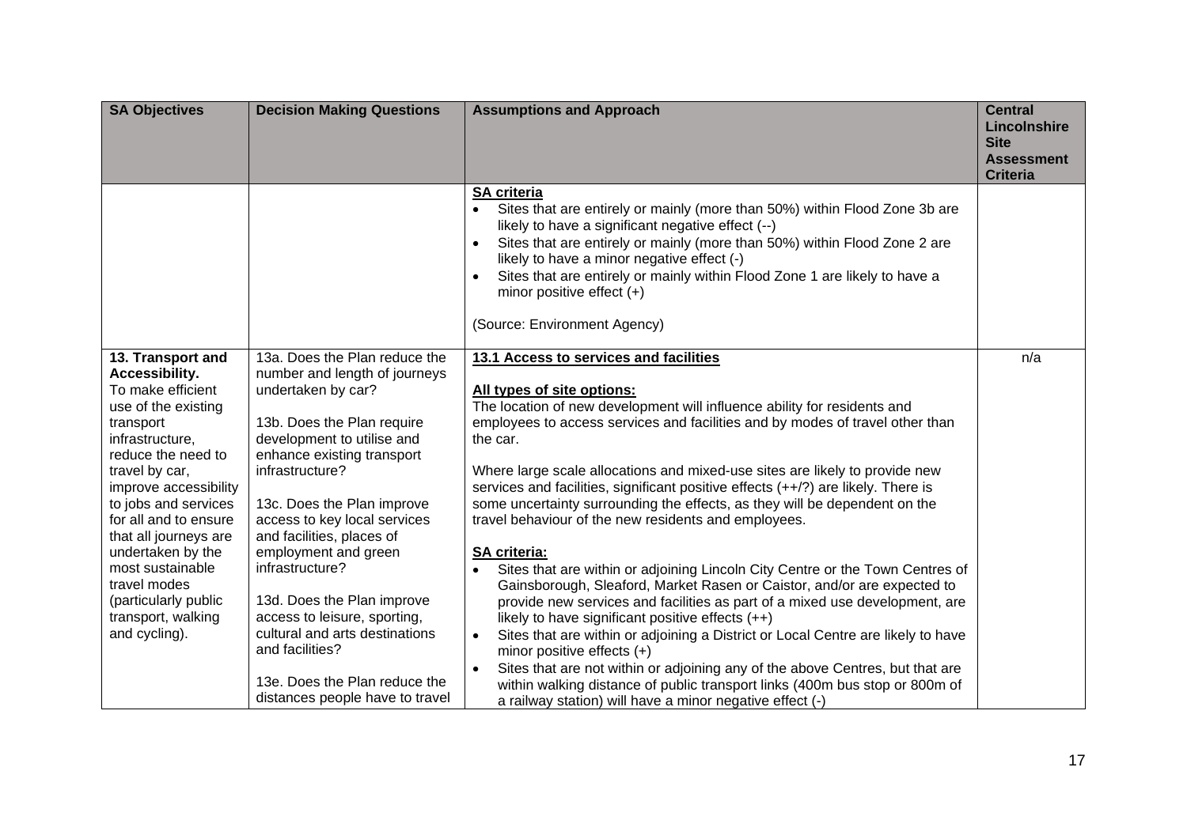| SA Objectives | Decision Making Questions | Assumptions and Approach | Central Lincolnshire Site Assessment Criteria |
|---|---|---|---|
| | | **SA criteria**<br>• Sites that are entirely or mainly (more than 50%) within Flood Zone 3b are likely to have a significant negative effect (--)<br>• Sites that are entirely or mainly (more than 50%) within Flood Zone 2 are likely to have a minor negative effect (-)<br>• Sites that are entirely or mainly within Flood Zone 1 are likely to have a minor positive effect (+)<br><br>(Source: Environment Agency) | |
| **13. Transport and Accessibility.**<br>To make efficient use of the existing transport infrastructure, reduce the need to travel by car, improve accessibility to jobs and services for all and to ensure that all journeys are undertaken by the most sustainable travel modes (particularly public transport, walking and cycling). | 13a. Does the Plan reduce the number and length of journeys undertaken by car?<br><br>13b. Does the Plan require development to utilise and enhance existing transport infrastructure?<br><br>13c. Does the Plan improve access to key local services and facilities, places of employment and green infrastructure?<br><br>13d. Does the Plan improve access to leisure, sporting, cultural and arts destinations and facilities?<br><br>13e. Does the Plan reduce the distances people have to travel | **13.1 Access to services and facilities**<br><br>**All types of site options:**<br>The location of new development will influence ability for residents and employees to access services and facilities and by modes of travel other than the car.<br><br>Where large scale allocations and mixed-use sites are likely to provide new services and facilities, significant positive effects (++/?) are likely. There is some uncertainty surrounding the effects, as they will be dependent on the travel behaviour of the new residents and employees.<br><br>**SA criteria:**<br>• Sites that are within or adjoining Lincoln City Centre or the Town Centres of Gainsborough, Sleaford, Market Rasen or Caistor, and/or are expected to provide new services and facilities as part of a mixed use development, are likely to have significant positive effects (++)<br>• Sites that are within or adjoining a District or Local Centre are likely to have minor positive effects (+)<br>• Sites that are not within or adjoining any of the above Centres, but that are within walking distance of public transport links (400m bus stop or 800m of a railway station) will have a minor negative effect (-) | n/a |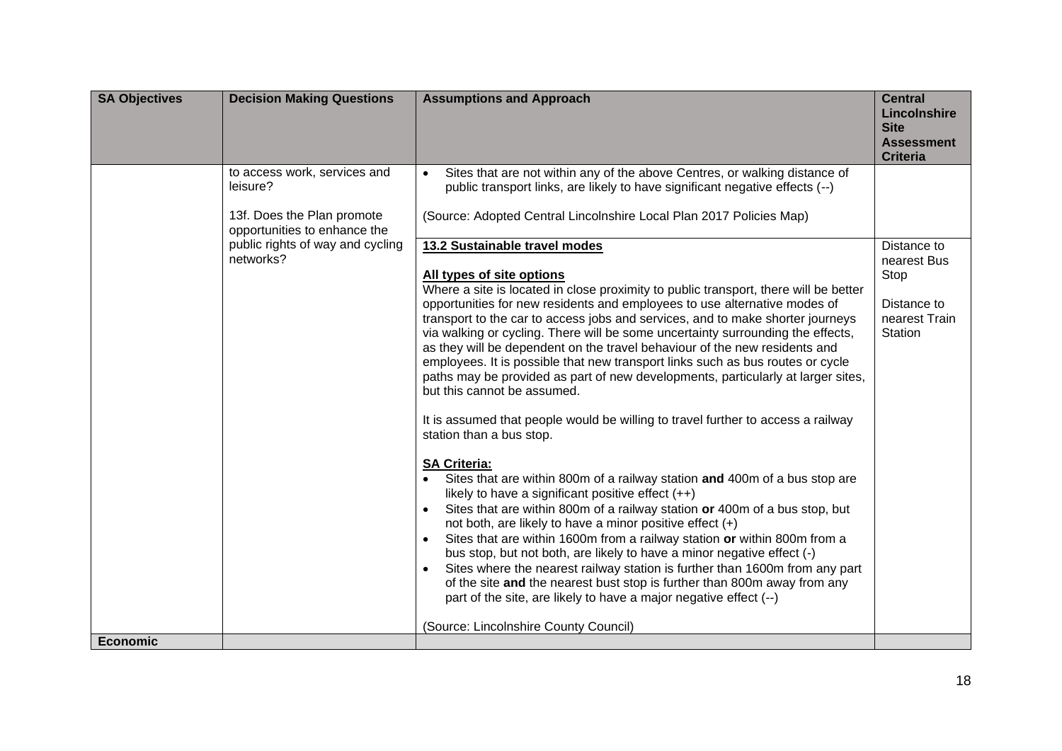| SA Objectives | Decision Making Questions | Assumptions and Approach | Central Lincolnshire Site Assessment Criteria |
|---|---|---|---|
| | to access work, services and leisure?<br><br>13f. Does the Plan promote opportunities to enhance the public rights of way and cycling networks? | • Sites that are not within any of the above Centres, or walking distance of public transport links, are likely to have significant negative effects (--)<br><br>(Source: Adopted Central Lincolnshire Local Plan 2017 Policies Map) | |
| | | **13.2 Sustainable travel modes**<br><br>**All types of site options**<br>Where a site is located in close proximity to public transport, there will be better opportunities for new residents and employees to use alternative modes of transport to the car to access jobs and services, and to make shorter journeys via walking or cycling. There will be some uncertainty surrounding the effects, as they will be dependent on the travel behaviour of the new residents and employees. It is possible that new transport links such as bus routes or cycle paths may be provided as part of new developments, particularly at larger sites, but this cannot be assumed.<br><br>It is assumed that people would be willing to travel further to access a railway station than a bus stop.<br><br>**SA Criteria:**<br>• Sites that are within 800m of a railway station **and** 400m of a bus stop are likely to have a significant positive effect (++)<br>• Sites that are within 800m of a railway station **or** 400m of a bus stop, but not both, are likely to have a minor positive effect (+)<br>• Sites that are within 1600m from a railway station **or** within 800m from a bus stop, but not both, are likely to have a minor negative effect (-)<br>• Sites where the nearest railway station is further than 1600m from any part of the site **and** the nearest bust stop is further than 800m away from any part of the site, are likely to have a major negative effect (--)<br><br>(Source: Lincolnshire County Council) | Distance to nearest Bus Stop<br><br>Distance to nearest Train Station |
| **Economic** | | | |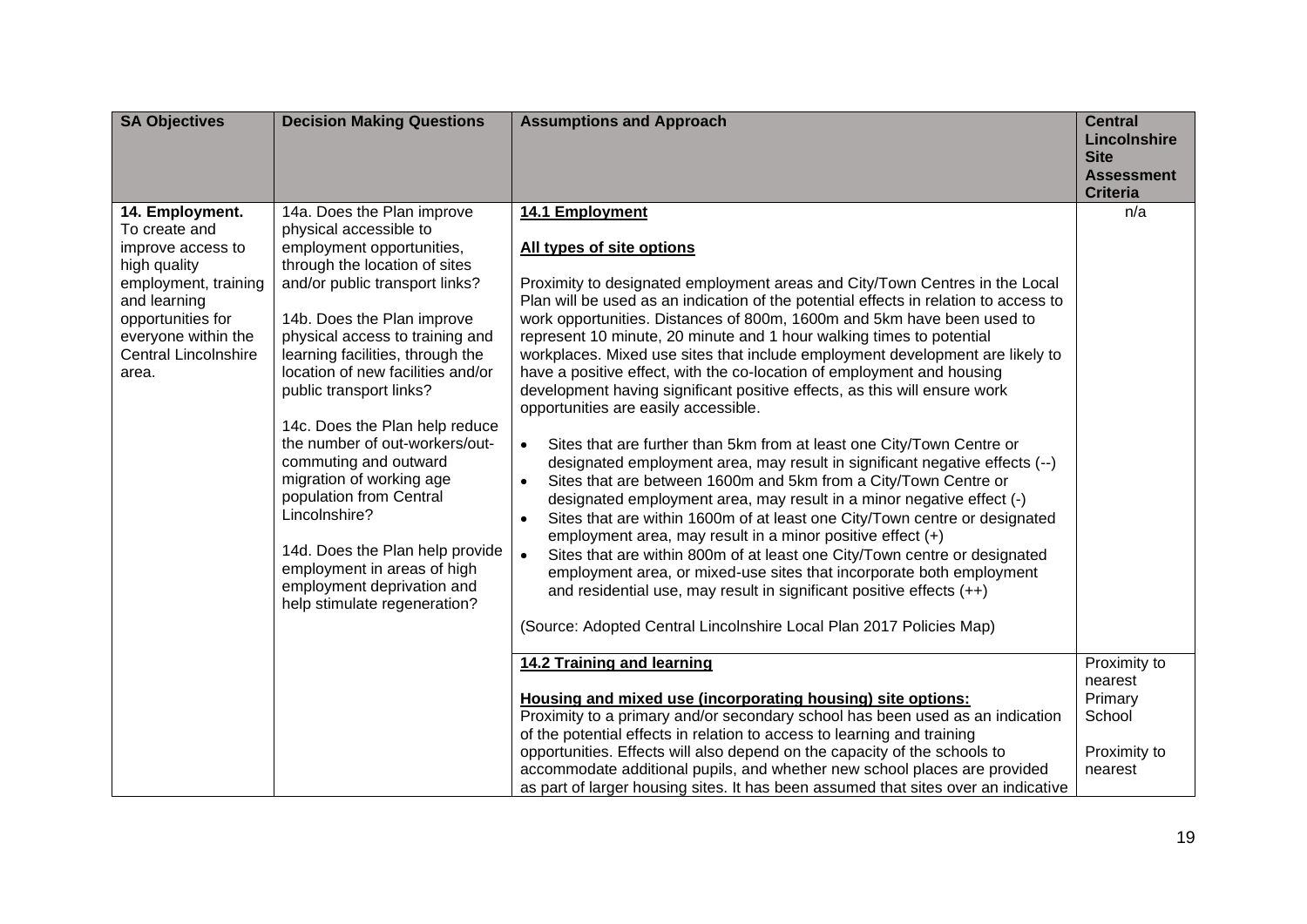| SA Objectives | Decision Making Questions | Assumptions and Approach | Central Lincolnshire Site Assessment Criteria |
|---|---|---|---|
| **14. Employment.** To create and improve access to high quality employment, training and learning opportunities for everyone within the Central Lincolnshire area. | 14a. Does the Plan improve physical accessible to employment opportunities, through the location of sites and/or public transport links?<br><br>14b. Does the Plan improve physical access to training and learning facilities, through the location of new facilities and/or public transport links?<br><br>14c. Does the Plan help reduce the number of out-workers/out-commuting and outward migration of working age population from Central Lincolnshire?<br><br>14d. Does the Plan help provide employment in areas of high employment deprivation and help stimulate regeneration? | **<u>14.1 Employment</u>**<br><br>**<u>All types of site options</u>**<br><br>Proximity to designated employment areas and City/Town Centres in the Local Plan will be used as an indication of the potential effects in relation to access to work opportunities. Distances of 800m, 1600m and 5km have been used to represent 10 minute, 20 minute and 1 hour walking times to potential workplaces. Mixed use sites that include employment development are likely to have a positive effect, with the co-location of employment and housing development having significant positive effects, as this will ensure work opportunities are easily accessible.<br><br>• Sites that are further than 5km from at least one City/Town Centre or designated employment area, may result in significant negative effects (--)<br>• Sites that are between 1600m and 5km from a City/Town Centre or designated employment area, may result in a minor negative effect (-)<br>• Sites that are within 1600m of at least one City/Town centre or designated employment area, may result in a minor positive effect (+)<br>• Sites that are within 800m of at least one City/Town centre or designated employment area, or mixed-use sites that incorporate both employment and residential use, may result in significant positive effects (++)<br><br>(Source: Adopted Central Lincolnshire Local Plan 2017 Policies Map) | n/a |
| | | **<u>14.2 Training and learning</u>**<br><br>**<u>Housing and mixed use (incorporating housing) site options:</u>**<br>Proximity to a primary and/or secondary school has been used as an indication of the potential effects in relation to access to learning and training opportunities. Effects will also depend on the capacity of the schools to accommodate additional pupils, and whether new school places are provided as part of larger housing sites. It has been assumed that sites over an indicative | Proximity to nearest Primary School<br><br>Proximity to nearest |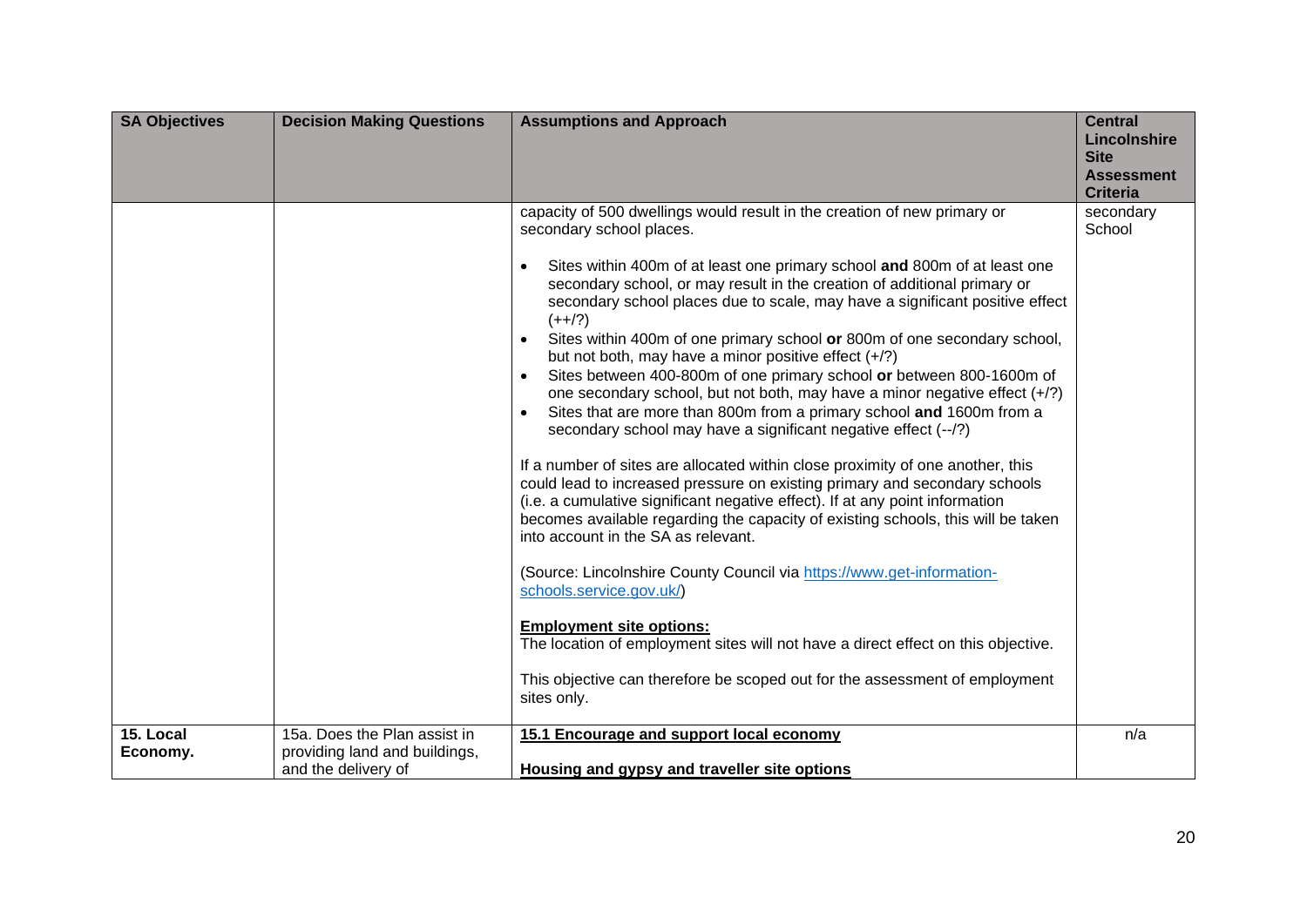| SA Objectives | Decision Making Questions | Assumptions and Approach | Central Lincolnshire Site Assessment Criteria |
|---|---|---|---|
| | | capacity of 500 dwellings would result in the creation of new primary or secondary school places.<br><br>• Sites within 400m of at least one primary school **and** 800m of at least one secondary school, or may result in the creation of additional primary or secondary school places due to scale, may have a significant positive effect (++/?)<br>• Sites within 400m of one primary school **or** 800m of one secondary school, but not both, may have a minor positive effect (+/?)<br>• Sites between 400-800m of one primary school **or** between 800-1600m of one secondary school, but not both, may have a minor negative effect (+/?)<br>• Sites that are more than 800m from a primary school **and** 1600m from a secondary school may have a significant negative effect (--/?)<br><br>If a number of sites are allocated within close proximity of one another, this could lead to increased pressure on existing primary and secondary schools (i.e. a cumulative significant negative effect). If at any point information becomes available regarding the capacity of existing schools, this will be taken into account in the SA as relevant.<br><br>(Source: Lincolnshire County Council via [https://www.get-information-schools.service.gov.uk/](https://www.get-information-schools.service.gov.uk/))<br><br>**Employment site options:**<br>The location of employment sites will not have a direct effect on this objective.<br><br>This objective can therefore be scoped out for the assessment of employment sites only. | secondary School |
| **15. Local Economy.** | 15a. Does the Plan assist in providing land and buildings, and the delivery of | **15.1 Encourage and support local economy**<br><br>**Housing and gypsy and traveller site options** | n/a |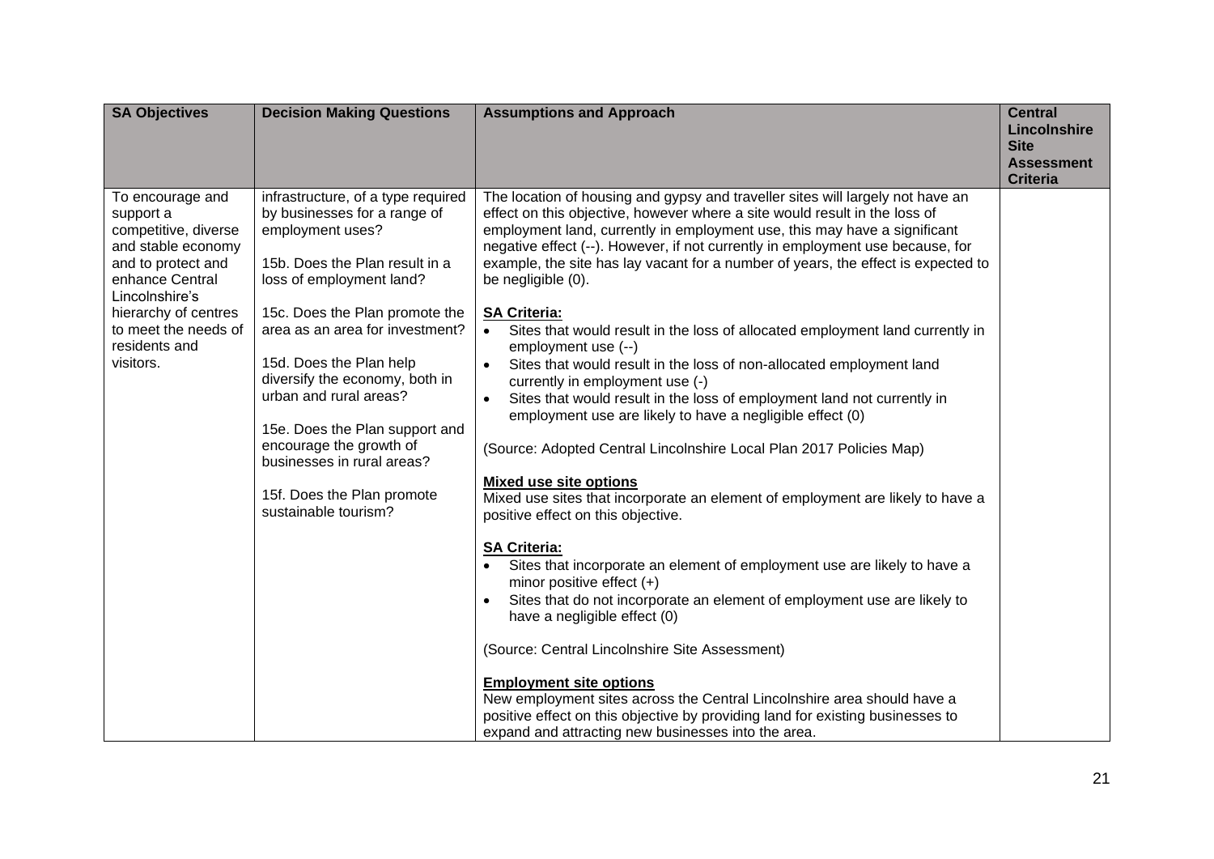| SA Objectives | Decision Making Questions | Assumptions and Approach | Central Lincolnshire Site Assessment Criteria |
|---|---|---|---|
| To encourage and support a competitive, diverse and stable economy and to protect and enhance Central Lincolnshire's hierarchy of centres to meet the needs of residents and visitors. | infrastructure, of a type required by businesses for a range of employment uses?<br><br>15b. Does the Plan result in a loss of employment land?<br><br>15c. Does the Plan promote the area as an area for investment?<br><br>15d. Does the Plan help diversify the economy, both in urban and rural areas?<br><br>15e. Does the Plan support and encourage the growth of businesses in rural areas?<br><br>15f. Does the Plan promote sustainable tourism? | The location of housing and gypsy and traveller sites will largely not have an effect on this objective, however where a site would result in the loss of employment land, currently in employment use, this may have a significant negative effect (--). However, if not currently in employment use because, for example, the site has lay vacant for a number of years, the effect is expected to be negligible (0).<br><br>**SA Criteria:**<br>• Sites that would result in the loss of allocated employment land currently in employment use (--)<br>• Sites that would result in the loss of non-allocated employment land currently in employment use (-)<br>• Sites that would result in the loss of employment land not currently in employment use are likely to have a negligible effect (0)<br><br>(Source: Adopted Central Lincolnshire Local Plan 2017 Policies Map)<br><br>**Mixed use site options**<br>Mixed use sites that incorporate an element of employment are likely to have a positive effect on this objective.<br><br>**SA Criteria:**<br>• Sites that incorporate an element of employment use are likely to have a minor positive effect (+)<br>• Sites that do not incorporate an element of employment use are likely to have a negligible effect (0)<br><br>(Source: Central Lincolnshire Site Assessment)<br><br>**Employment site options**<br>New employment sites across the Central Lincolnshire area should have a positive effect on this objective by providing land for existing businesses to expand and attracting new businesses into the area. | |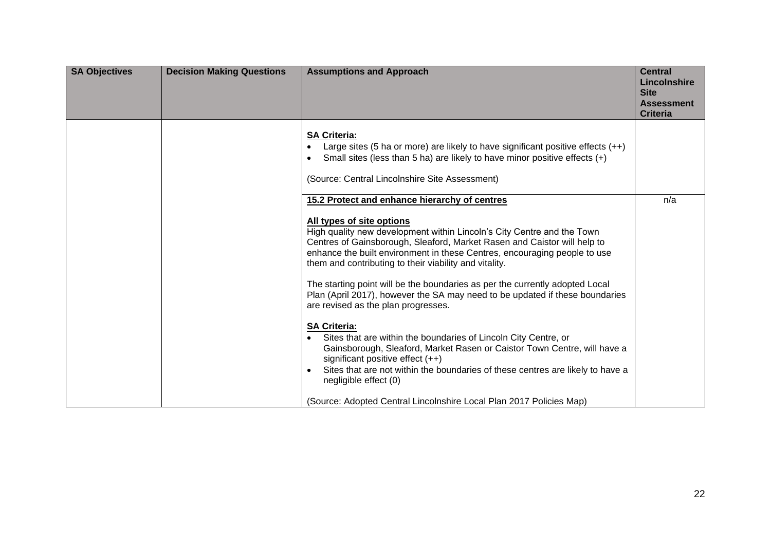| SA Objectives | Decision Making Questions | Assumptions and Approach | Central Lincolnshire Site Assessment Criteria |
|---|---|---|---|
| | | **SA Criteria:**<br>• Large sites (5 ha or more) are likely to have significant positive effects (++)<br>• Small sites (less than 5 ha) are likely to have minor positive effects (+)<br><br>(Source: Central Lincolnshire Site Assessment) | |
| | | **15.2 Protect and enhance hierarchy of centres**<br><br>**All types of site options**<br>High quality new development within Lincoln's City Centre and the Town Centres of Gainsborough, Sleaford, Market Rasen and Caistor will help to enhance the built environment in these Centres, encouraging people to use them and contributing to their viability and vitality.<br><br>The starting point will be the boundaries as per the currently adopted Local Plan (April 2017), however the SA may need to be updated if these boundaries are revised as the plan progresses.<br><br>**SA Criteria:**<br>• Sites that are within the boundaries of Lincoln City Centre, or Gainsborough, Sleaford, Market Rasen or Caistor Town Centre, will have a significant positive effect (++)<br>• Sites that are not within the boundaries of these centres are likely to have a negligible effect (0)<br><br>(Source: Adopted Central Lincolnshire Local Plan 2017 Policies Map) | n/a |